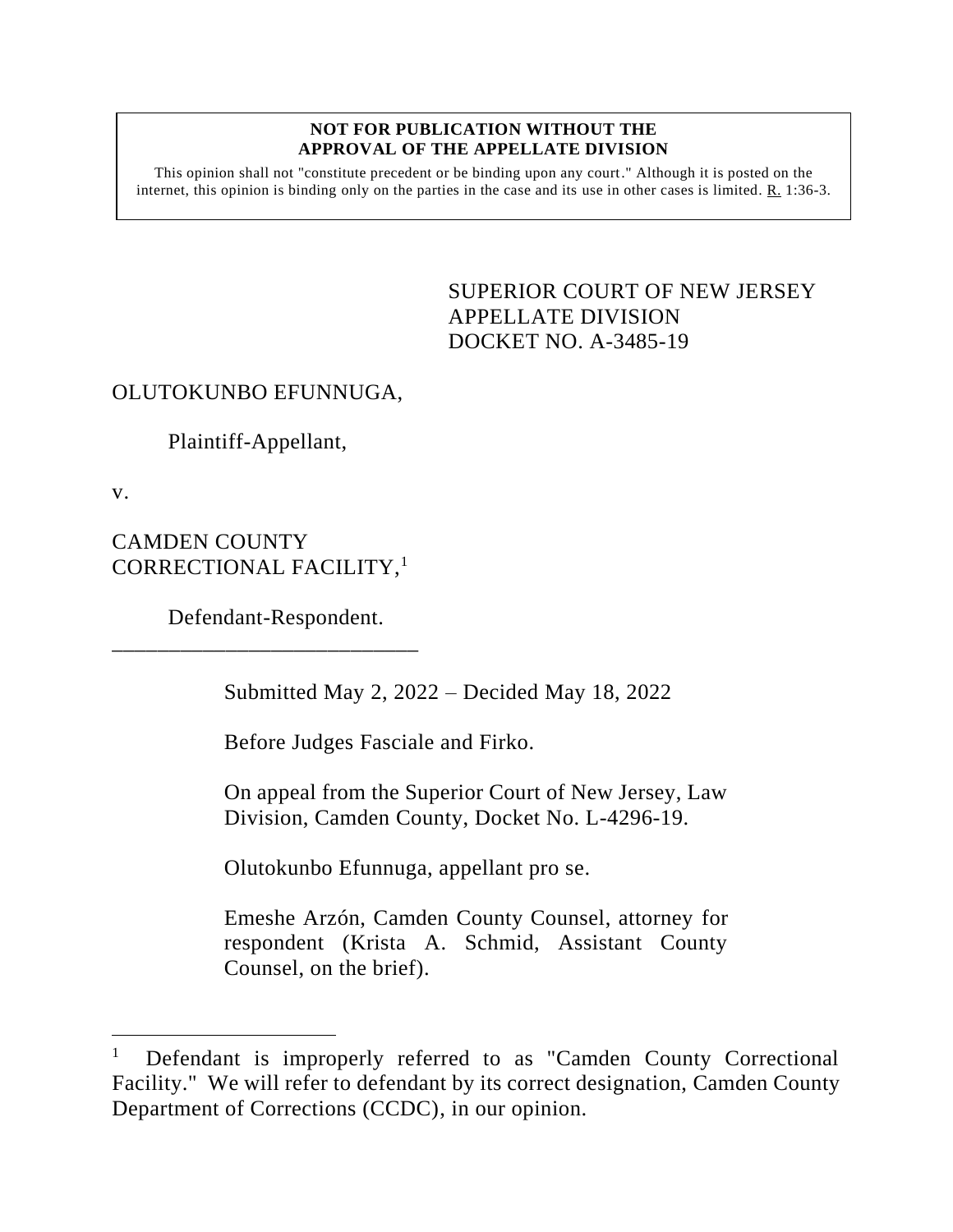**NOT FOR PUBLICATION WITHOUT THE APPROVAL OF THE APPELLATE DIVISION**

This opinion shall not "constitute precedent or be binding upon any court." Although it is posted on the internet, this opinion is binding only on the parties in the case and its use in other cases is limited. R. 1:36-3.

SUPERIOR COURT OF NEW JERSEY
APPELLATE DIVISION
DOCKET NO. A-3485-19

OLUTOKUNBO EFUNNUGA,

Plaintiff-Appellant,

v.

CAMDEN COUNTY CORRECTIONAL FACILITY,[1]

Defendant-Respondent.

\_\_\_\_\_\_\_\_\_\_\_\_\_\_\_\_\_\_\_\_\_\_\_\_\_\_\_\_

Submitted May 2, 2022 – Decided May 18, 2022

Before Judges Fasciale and Firko.

On appeal from the Superior Court of New Jersey, Law Division, Camden County, Docket No. L-4296-19.

Olutokunbo Efunnuga, appellant pro se.

Emeshe Arzón, Camden County Counsel, attorney for respondent (Krista A. Schmid, Assistant County Counsel, on the brief).

---

[1] Defendant is improperly referred to as "Camden County Correctional Facility." We will refer to defendant by its correct designation, Camden County Department of Corrections (CCDC), in our opinion.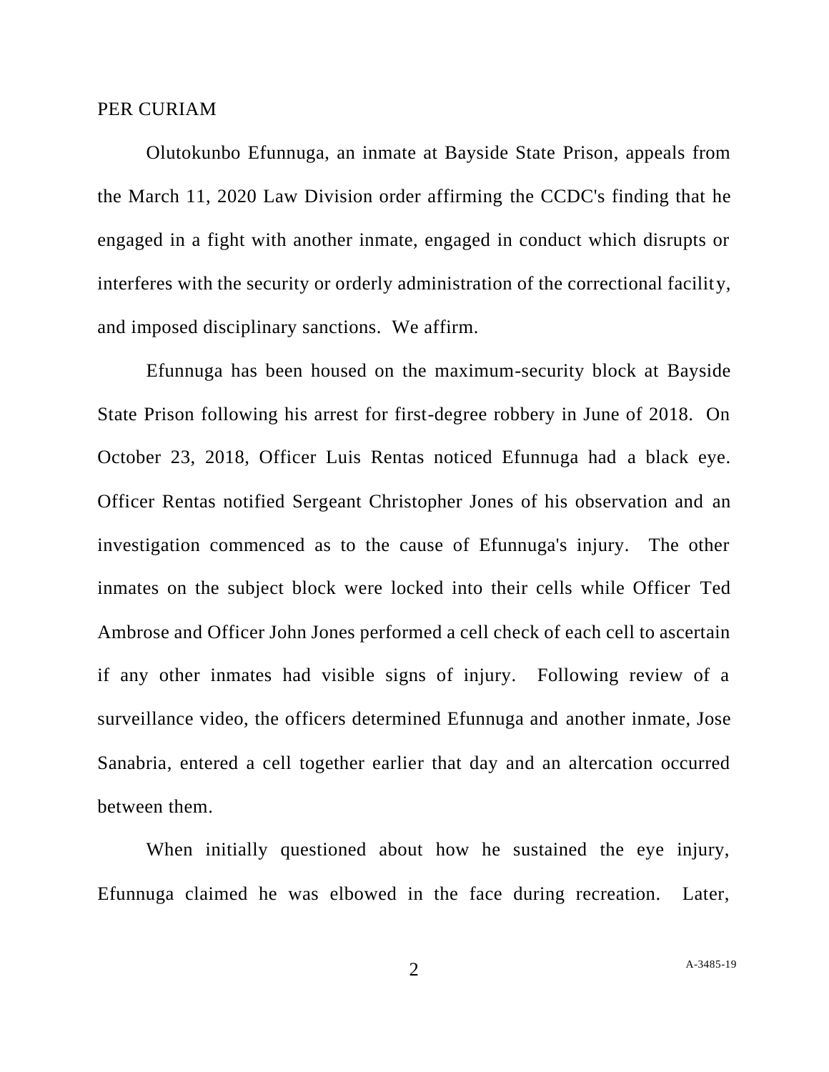PER CURIAM

Olutokunbo Efunnuga, an inmate at Bayside State Prison, appeals from the March 11, 2020 Law Division order affirming the CCDC's finding that he engaged in a fight with another inmate, engaged in conduct which disrupts or interferes with the security or orderly administration of the correctional facility, and imposed disciplinary sanctions. We affirm.

Efunnuga has been housed on the maximum-security block at Bayside State Prison following his arrest for first-degree robbery in June of 2018. On October 23, 2018, Officer Luis Rentas noticed Efunnuga had a black eye. Officer Rentas notified Sergeant Christopher Jones of his observation and an investigation commenced as to the cause of Efunnuga's injury. The other inmates on the subject block were locked into their cells while Officer Ted Ambrose and Officer John Jones performed a cell check of each cell to ascertain if any other inmates had visible signs of injury. Following review of a surveillance video, the officers determined Efunnuga and another inmate, Jose Sanabria, entered a cell together earlier that day and an altercation occurred between them.

When initially questioned about how he sustained the eye injury, Efunnuga claimed he was elbowed in the face during recreation. Later,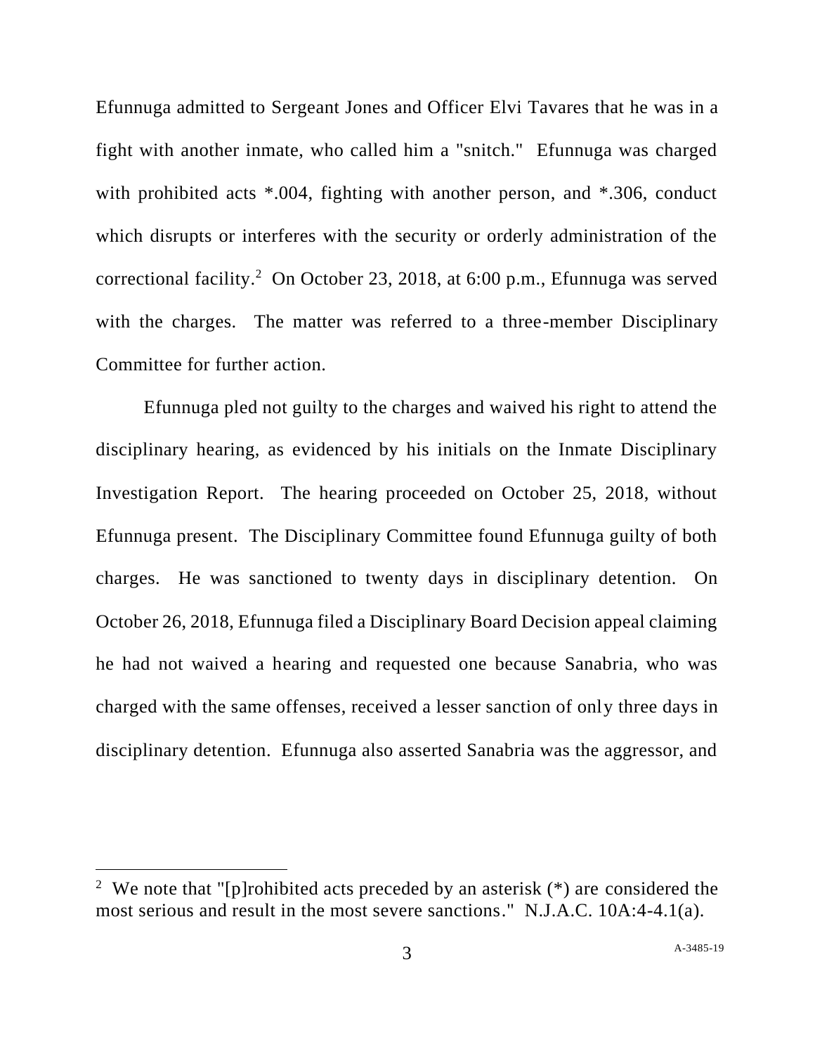Efunnuga admitted to Sergeant Jones and Officer Elvi Tavares that he was in a fight with another inmate, who called him a "snitch." Efunnuga was charged with prohibited acts *.004, fighting with another person, and *.306, conduct which disrupts or interferes with the security or orderly administration of the correctional facility.[2] On October 23, 2018, at 6:00 p.m., Efunnuga was served with the charges. The matter was referred to a three-member Disciplinary Committee for further action.

Efunnuga pled not guilty to the charges and waived his right to attend the disciplinary hearing, as evidenced by his initials on the Inmate Disciplinary Investigation Report. The hearing proceeded on October 25, 2018, without Efunnuga present. The Disciplinary Committee found Efunnuga guilty of both charges. He was sanctioned to twenty days in disciplinary detention. On October 26, 2018, Efunnuga filed a Disciplinary Board Decision appeal claiming he had not waived a hearing and requested one because Sanabria, who was charged with the same offenses, received a lesser sanction of only three days in disciplinary detention. Efunnuga also asserted Sanabria was the aggressor, and

---

[2] We note that "[p]rohibited acts preceded by an asterisk (*) are considered the most serious and result in the most severe sanctions." N.J.A.C. 10A:4-4.1(a).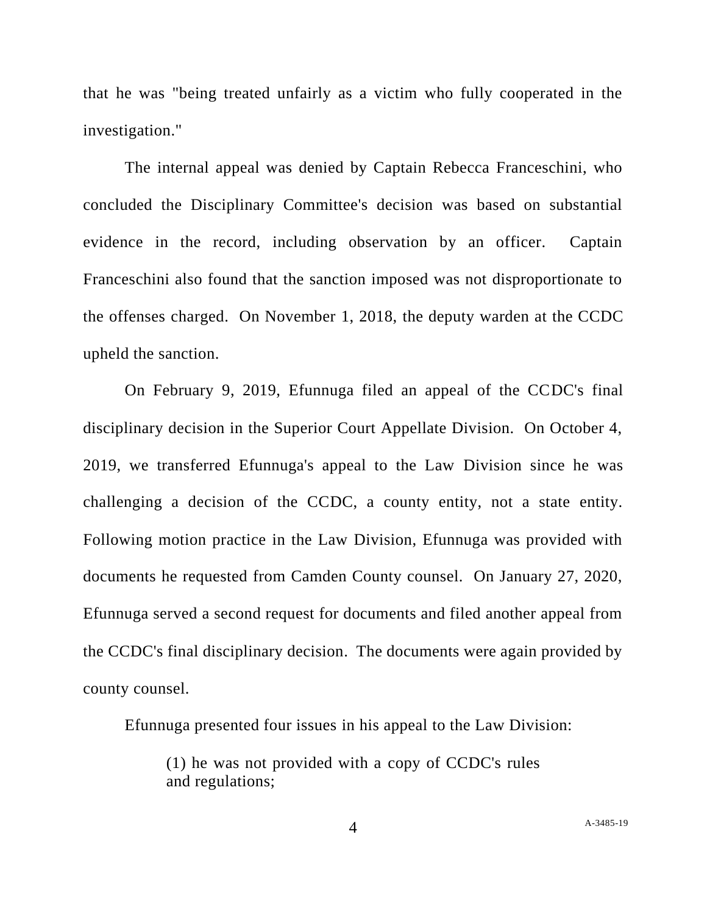that he was "being treated unfairly as a victim who fully cooperated in the investigation."

The internal appeal was denied by Captain Rebecca Franceschini, who concluded the Disciplinary Committee's decision was based on substantial evidence in the record, including observation by an officer. Captain Franceschini also found that the sanction imposed was not disproportionate to the offenses charged. On November 1, 2018, the deputy warden at the CCDC upheld the sanction.

On February 9, 2019, Efunnuga filed an appeal of the CCDC's final disciplinary decision in the Superior Court Appellate Division. On October 4, 2019, we transferred Efunnuga's appeal to the Law Division since he was challenging a decision of the CCDC, a county entity, not a state entity. Following motion practice in the Law Division, Efunnuga was provided with documents he requested from Camden County counsel. On January 27, 2020, Efunnuga served a second request for documents and filed another appeal from the CCDC's final disciplinary decision. The documents were again provided by county counsel.

Efunnuga presented four issues in his appeal to the Law Division:

> (1) he was not provided with a copy of CCDC's rules and regulations;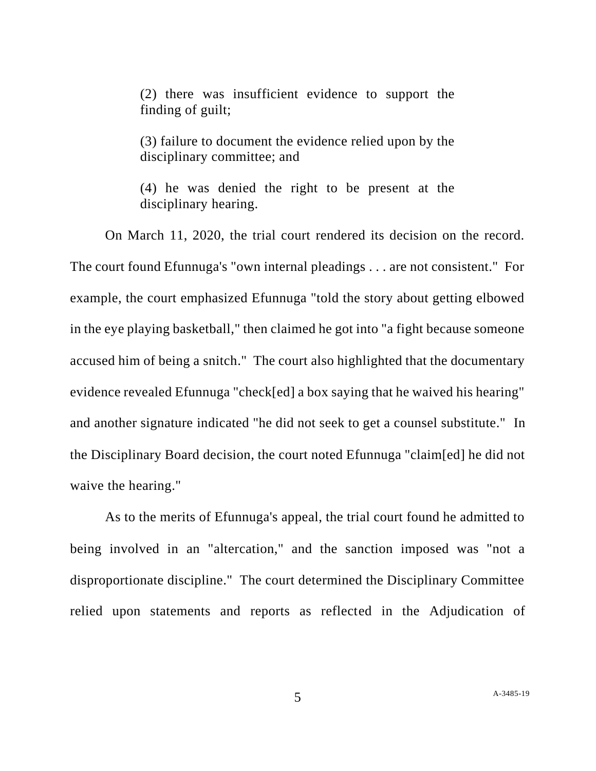> (2) there was insufficient evidence to support the finding of guilt;
>
> (3) failure to document the evidence relied upon by the disciplinary committee; and
>
> (4) he was denied the right to be present at the disciplinary hearing.

On March 11, 2020, the trial court rendered its decision on the record. The court found Efunnuga's "own internal pleadings . . . are not consistent." For example, the court emphasized Efunnuga "told the story about getting elbowed in the eye playing basketball," then claimed he got into "a fight because someone accused him of being a snitch." The court also highlighted that the documentary evidence revealed Efunnuga "check[ed] a box saying that he waived his hearing" and another signature indicated "he did not seek to get a counsel substitute." In the Disciplinary Board decision, the court noted Efunnuga "claim[ed] he did not waive the hearing."

As to the merits of Efunnuga's appeal, the trial court found he admitted to being involved in an "altercation," and the sanction imposed was "not a disproportionate discipline." The court determined the Disciplinary Committee relied upon statements and reports as reflected in the Adjudication of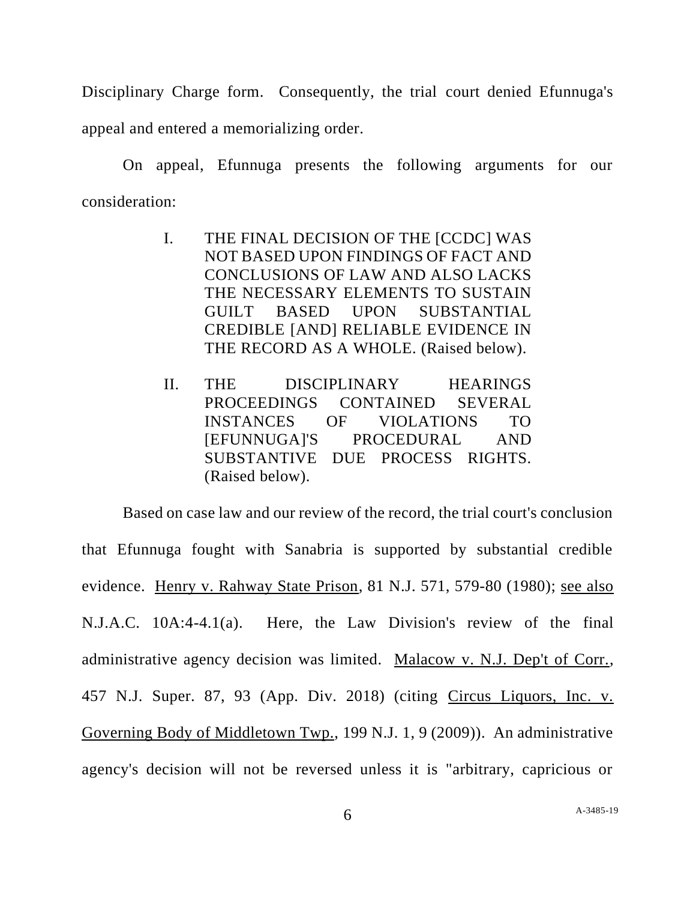Disciplinary Charge form. Consequently, the trial court denied Efunnuga's appeal and entered a memorializing order.

On appeal, Efunnuga presents the following arguments for our consideration:

> I. THE FINAL DECISION OF THE [CCDC] WAS NOT BASED UPON FINDINGS OF FACT AND CONCLUSIONS OF LAW AND ALSO LACKS THE NECESSARY ELEMENTS TO SUSTAIN GUILT BASED UPON SUBSTANTIAL CREDIBLE [AND] RELIABLE EVIDENCE IN THE RECORD AS A WHOLE. (Raised below).
>
> II. THE DISCIPLINARY HEARINGS PROCEEDINGS CONTAINED SEVERAL INSTANCES OF VIOLATIONS TO [EFUNNUGA]'S PROCEDURAL AND SUBSTANTIVE DUE PROCESS RIGHTS. (Raised below).

Based on case law and our review of the record, the trial court's conclusion that Efunnuga fought with Sanabria is supported by substantial credible evidence. Henry v. Rahway State Prison, 81 N.J. 571, 579-80 (1980); see also N.J.A.C. 10A:4-4.1(a). Here, the Law Division's review of the final administrative agency decision was limited. Malacow v. N.J. Dep't of Corr., 457 N.J. Super. 87, 93 (App. Div. 2018) (citing Circus Liquors, Inc. v. Governing Body of Middletown Twp., 199 N.J. 1, 9 (2009)). An administrative agency's decision will not be reversed unless it is "arbitrary, capricious or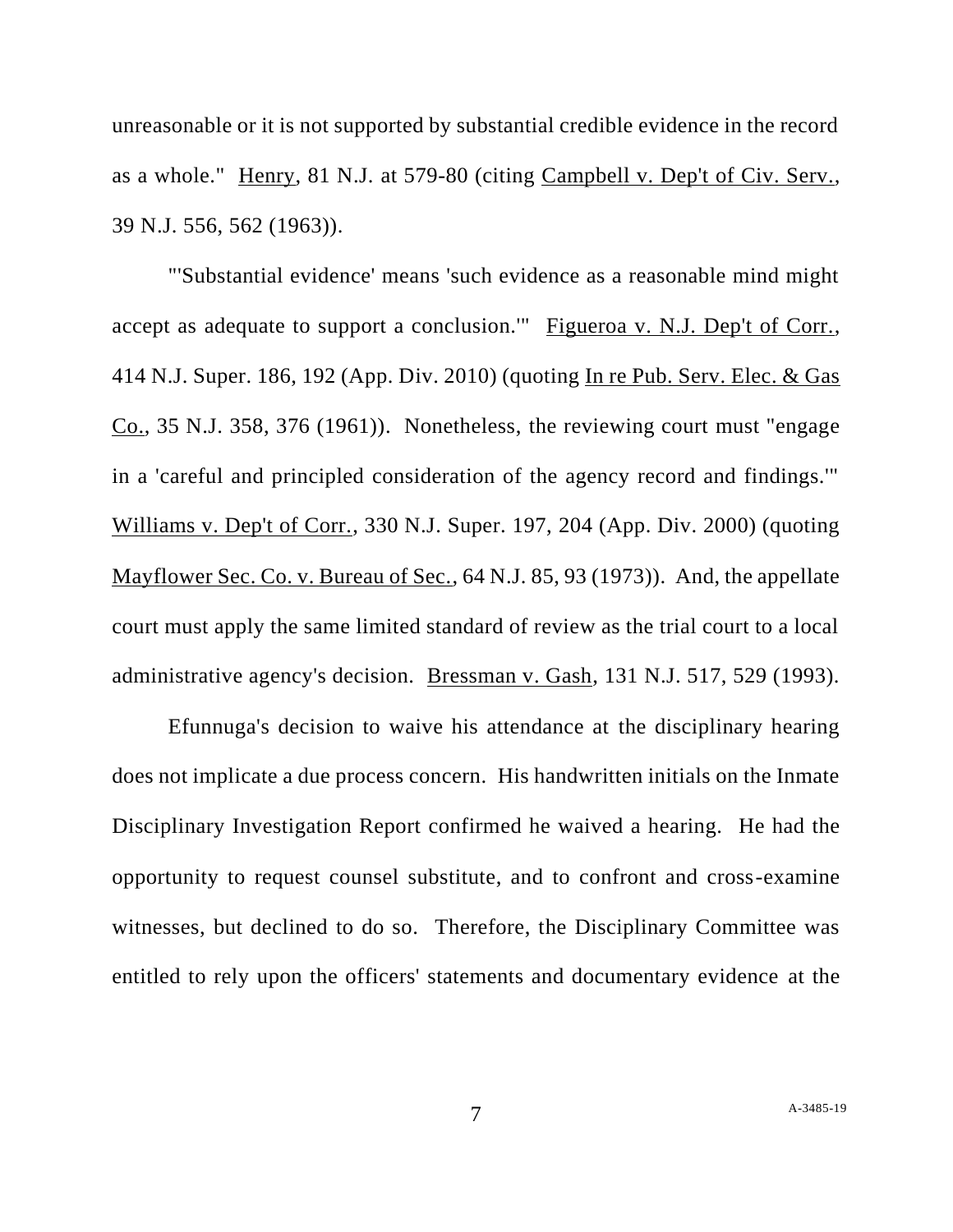unreasonable or it is not supported by substantial credible evidence in the record as a whole." Henry, 81 N.J. at 579-80 (citing Campbell v. Dep't of Civ. Serv., 39 N.J. 556, 562 (1963)).

"'Substantial evidence' means 'such evidence as a reasonable mind might accept as adequate to support a conclusion.'" Figueroa v. N.J. Dep't of Corr., 414 N.J. Super. 186, 192 (App. Div. 2010) (quoting In re Pub. Serv. Elec. & Gas Co., 35 N.J. 358, 376 (1961)). Nonetheless, the reviewing court must "engage in a 'careful and principled consideration of the agency record and findings.'" Williams v. Dep't of Corr., 330 N.J. Super. 197, 204 (App. Div. 2000) (quoting Mayflower Sec. Co. v. Bureau of Sec., 64 N.J. 85, 93 (1973)). And, the appellate court must apply the same limited standard of review as the trial court to a local administrative agency's decision. Bressman v. Gash, 131 N.J. 517, 529 (1993).

Efunnuga's decision to waive his attendance at the disciplinary hearing does not implicate a due process concern. His handwritten initials on the Inmate Disciplinary Investigation Report confirmed he waived a hearing. He had the opportunity to request counsel substitute, and to confront and cross-examine witnesses, but declined to do so. Therefore, the Disciplinary Committee was entitled to rely upon the officers' statements and documentary evidence at the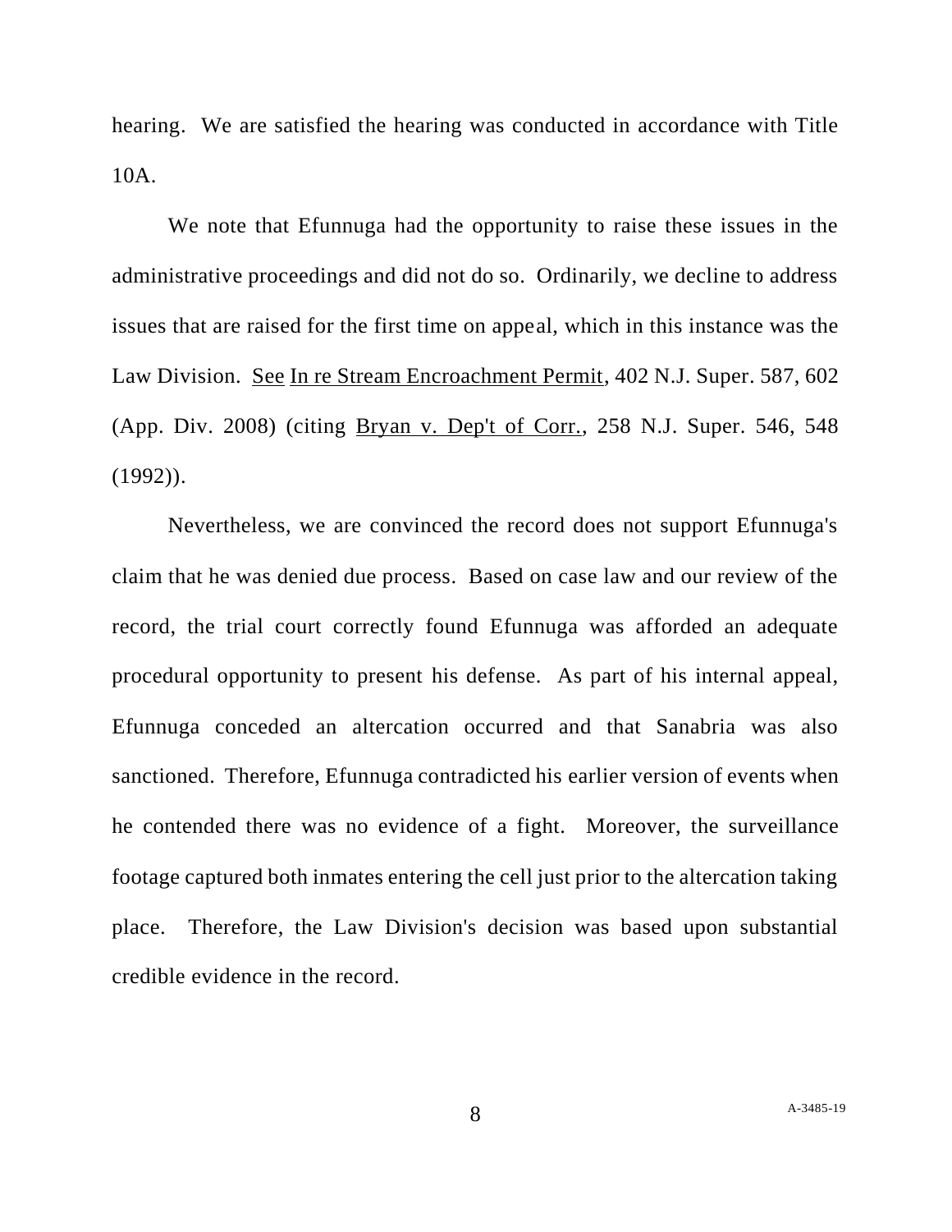hearing. We are satisfied the hearing was conducted in accordance with Title 10A.

We note that Efunnuga had the opportunity to raise these issues in the administrative proceedings and did not do so. Ordinarily, we decline to address issues that are raised for the first time on appeal, which in this instance was the Law Division. See In re Stream Encroachment Permit, 402 N.J. Super. 587, 602 (App. Div. 2008) (citing Bryan v. Dep't of Corr., 258 N.J. Super. 546, 548 (1992)).

Nevertheless, we are convinced the record does not support Efunnuga's claim that he was denied due process. Based on case law and our review of the record, the trial court correctly found Efunnuga was afforded an adequate procedural opportunity to present his defense. As part of his internal appeal, Efunnuga conceded an altercation occurred and that Sanabria was also sanctioned. Therefore, Efunnuga contradicted his earlier version of events when he contended there was no evidence of a fight. Moreover, the surveillance footage captured both inmates entering the cell just prior to the altercation taking place. Therefore, the Law Division's decision was based upon substantial credible evidence in the record.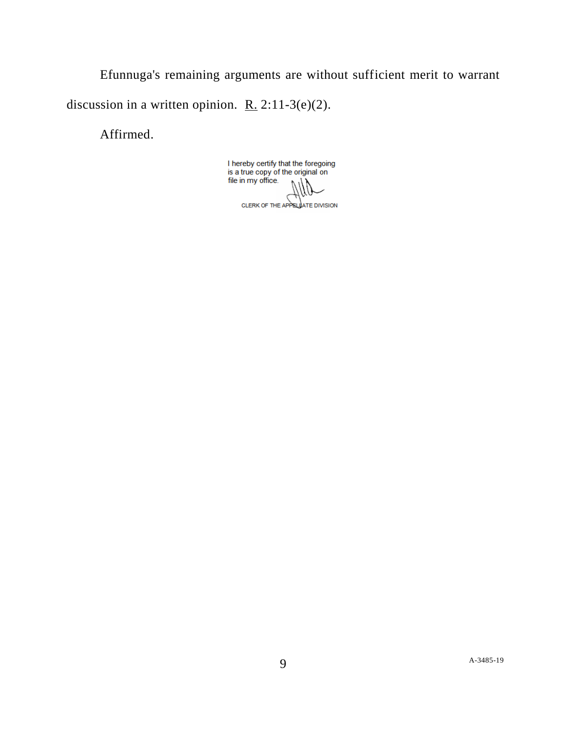Efunnuga's remaining arguments are without sufficient merit to warrant discussion in a written opinion. R. 2:11-3(e)(2).

Affirmed.

I hereby certify that the foregoing is a true copy of the original on file in my office.

CLERK OF THE APPELLATE DIVISION